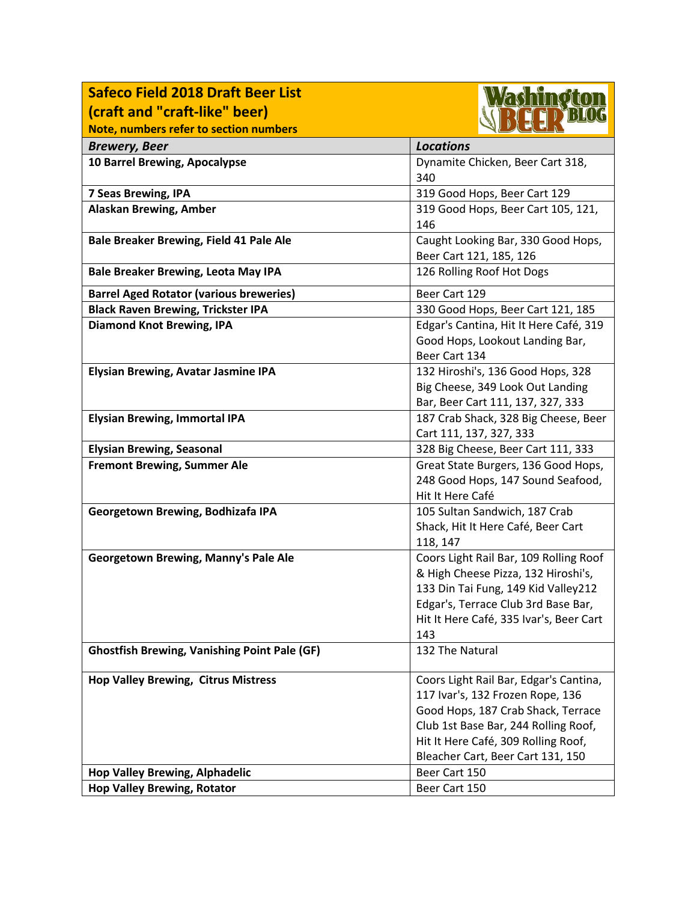## Safeco Field 2018 Draft Beer List (craft and "craft-like" beer)

**Note, numbers refer to section numbers**

| *Brewery, Beer* | *Locations* |
|---|---|
| **10 Barrel Brewing, Apocalypse** | Dynamite Chicken, Beer Cart 318, 340 |
| **7 Seas Brewing, IPA** | 319 Good Hops, Beer Cart 129 |
| **Alaskan Brewing, Amber** | 319 Good Hops, Beer Cart 105, 121, 146 |
| **Bale Breaker Brewing, Field 41 Pale Ale** | Caught Looking Bar, 330 Good Hops, Beer Cart 121, 185, 126 |
| **Bale Breaker Brewing, Leota May IPA** | 126 Rolling Roof Hot Dogs |
| **Barrel Aged Rotator (various breweries)** | Beer Cart 129 |
| **Black Raven Brewing, Trickster IPA** | 330 Good Hops, Beer Cart 121, 185 |
| **Diamond Knot Brewing, IPA** | Edgar's Cantina, Hit It Here Café, 319 Good Hops, Lookout Landing Bar, Beer Cart 134 |
| **Elysian Brewing, Avatar Jasmine IPA** | 132 Hiroshi's, 136 Good Hops, 328 Big Cheese, 349 Look Out Landing Bar, Beer Cart 111, 137, 327, 333 |
| **Elysian Brewing, Immortal IPA** | 187 Crab Shack, 328 Big Cheese, Beer Cart 111, 137, 327, 333 |
| **Elysian Brewing, Seasonal** | 328 Big Cheese, Beer Cart 111, 333 |
| **Fremont Brewing, Summer Ale** | Great State Burgers, 136 Good Hops, 248 Good Hops, 147 Sound Seafood, Hit It Here Café |
| **Georgetown Brewing, Bodhizafa IPA** | 105 Sultan Sandwich, 187 Crab Shack, Hit It Here Café, Beer Cart 118, 147 |
| **Georgetown Brewing, Manny's Pale Ale** | Coors Light Rail Bar, 109 Rolling Roof & High Cheese Pizza, 132 Hiroshi's, 133 Din Tai Fung, 149 Kid Valley212 Edgar's, Terrace Club 3rd Base Bar, Hit It Here Café, 335 Ivar's, Beer Cart 143 |
| **Ghostfish Brewing, Vanishing Point Pale (GF)** | 132 The Natural |
| **Hop Valley Brewing, Citrus Mistress** | Coors Light Rail Bar, Edgar's Cantina, 117 Ivar's, 132 Frozen Rope, 136 Good Hops, 187 Crab Shack, Terrace Club 1st Base Bar, 244 Rolling Roof, Hit It Here Café, 309 Rolling Roof, Bleacher Cart, Beer Cart 131, 150 |
| **Hop Valley Brewing, Alphadelic** | Beer Cart 150 |
| **Hop Valley Brewing, Rotator** | Beer Cart 150 |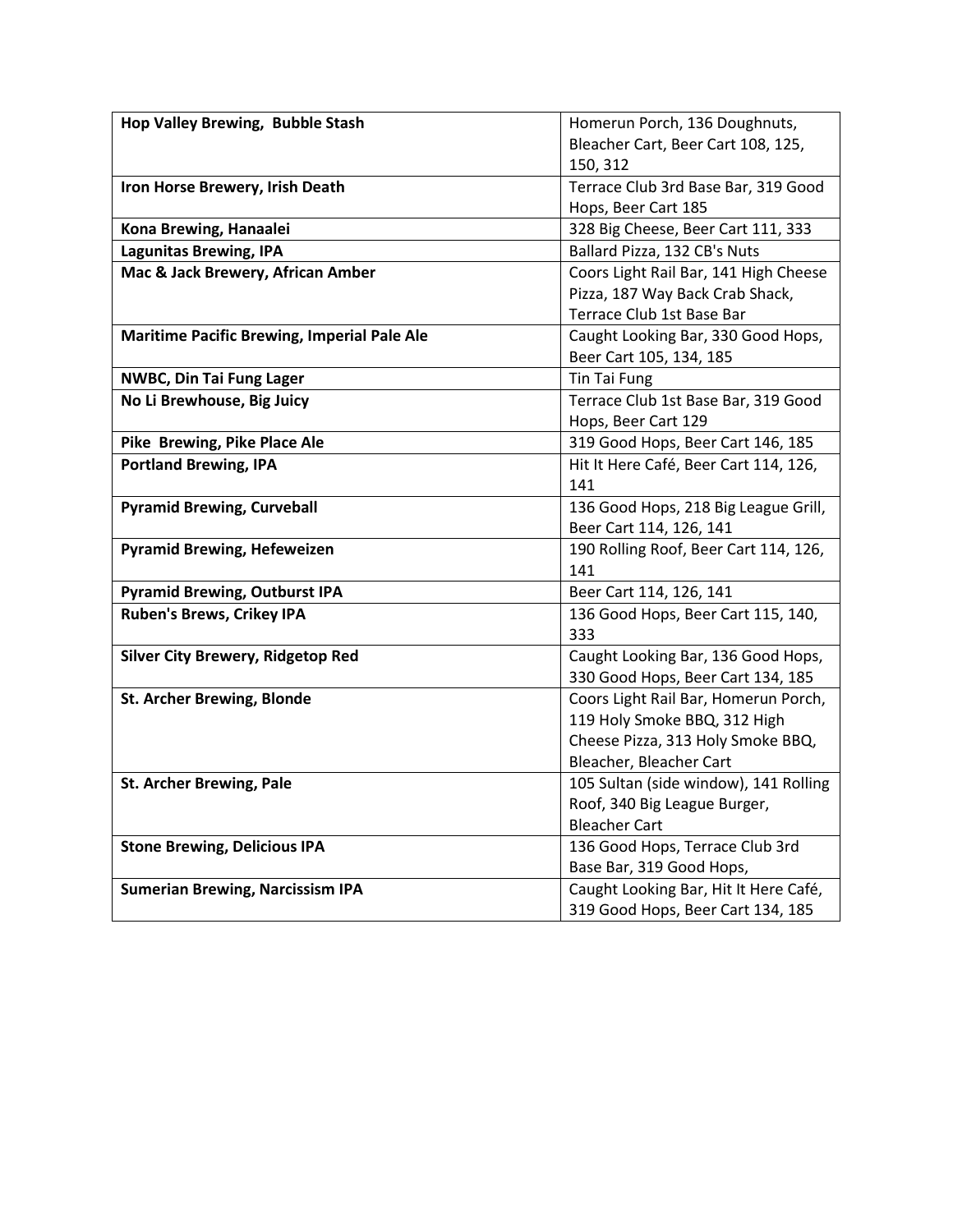| | |
|---|---|
| **Hop Valley Brewing,  Bubble Stash** | Homerun Porch, 136 Doughnuts, Bleacher Cart, Beer Cart 108, 125, 150, 312 |
| **Iron Horse Brewery, Irish Death** | Terrace Club 3rd Base Bar, 319 Good Hops, Beer Cart 185 |
| **Kona Brewing, Hanaalei** | 328 Big Cheese, Beer Cart 111, 333 |
| **Lagunitas Brewing, IPA** | Ballard Pizza, 132 CB's Nuts |
| **Mac & Jack Brewery, African Amber** | Coors Light Rail Bar, 141 High Cheese Pizza, 187 Way Back Crab Shack, Terrace Club 1st Base Bar |
| **Maritime Pacific Brewing, Imperial Pale Ale** | Caught Looking Bar, 330 Good Hops, Beer Cart 105, 134, 185 |
| **NWBC, Din Tai Fung Lager** | Tin Tai Fung |
| **No Li Brewhouse, Big Juicy** | Terrace Club 1st Base Bar, 319 Good Hops, Beer Cart 129 |
| **Pike  Brewing, Pike Place Ale** | 319 Good Hops, Beer Cart 146, 185 |
| **Portland Brewing, IPA** | Hit It Here Café, Beer Cart 114, 126, 141 |
| **Pyramid Brewing, Curveball** | 136 Good Hops, 218 Big League Grill, Beer Cart 114, 126, 141 |
| **Pyramid Brewing, Hefeweizen** | 190 Rolling Roof, Beer Cart 114, 126, 141 |
| **Pyramid Brewing, Outburst IPA** | Beer Cart 114, 126, 141 |
| **Ruben's Brews, Crikey IPA** | 136 Good Hops, Beer Cart 115, 140, 333 |
| **Silver City Brewery, Ridgetop Red** | Caught Looking Bar, 136 Good Hops, 330 Good Hops, Beer Cart 134, 185 |
| **St. Archer Brewing, Blonde** | Coors Light Rail Bar, Homerun Porch, 119 Holy Smoke BBQ, 312 High Cheese Pizza, 313 Holy Smoke BBQ, Bleacher, Bleacher Cart |
| **St. Archer Brewing, Pale** | 105 Sultan (side window), 141 Rolling Roof, 340 Big League Burger, Bleacher Cart |
| **Stone Brewing, Delicious IPA** | 136 Good Hops, Terrace Club 3rd Base Bar, 319 Good Hops, |
| **Sumerian Brewing, Narcissism IPA** | Caught Looking Bar, Hit It Here Café, 319 Good Hops, Beer Cart 134, 185 |